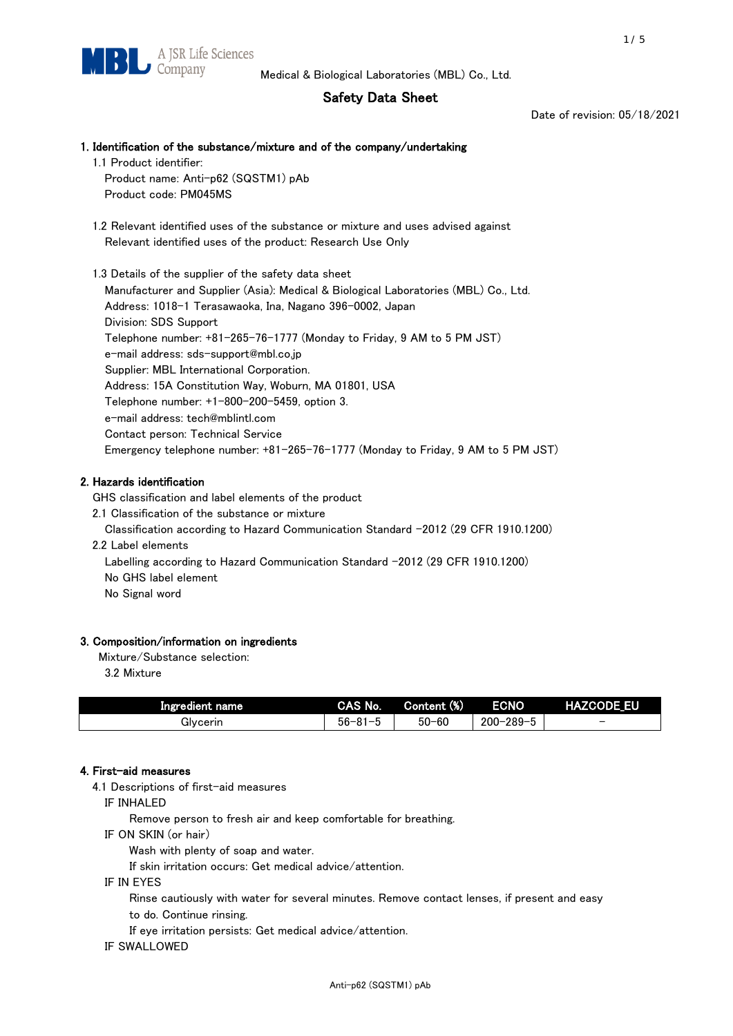Medical & Biological Laboratories (MBL) Co., Ltd.

# Safety Data Sheet

Date of revision: 05/18/2021

## 1. Identification of the substance/mixture and of the company/undertaking

1.1 Product identifier:

Product name: Anti-p62 (SQSTM1) pAb

Product code: PM045MS

1.2 Relevant identified uses of the substance or mixture and uses advised against

Relevant identified uses of the product: Research Use Only

1.3 Details of the supplier of the safety data sheet

Manufacturer and Supplier (Asia): Medical & Biological Laboratories (MBL) Co., Ltd.

Address: 1018-1 Terasawaoka, Ina, Nagano 396-0002, Japan

Division: SDS Support

Telephone number: +81-265-76-1777 (Monday to Friday, 9 AM to 5 PM JST)

e-mail address: sds-support@mbl.co.jp

Supplier: MBL International Corporation.

Address: 15A Constitution Way, Woburn, MA 01801, USA

Telephone number: +1-800-200-5459, option 3.

e-mail address: tech@mblintl.com

Contact person: Technical Service

Emergency telephone number: +81-265-76-1777 (Monday to Friday, 9 AM to 5 PM JST)

## 2. Hazards identification

GHS classification and label elements of the product

2.1 Classification of the substance or mixture

Classification according to Hazard Communication Standard -2012 (29 CFR 1910.1200)

2.2 Label elements

Labelling according to Hazard Communication Standard -2012 (29 CFR 1910.1200)

No GHS label element

No Signal word

## 3. Composition/information on ingredients

Mixture/Substance selection:

3.2 Mixture

| Ingredient name | CAS No. | Content (%) | ECNO | HAZCODE_EU |
|---|---|---|---|---|
| Glycerin | 56-81-5 | 50-60 | 200-289-5 | - |

## 4. First-aid measures

4.1 Descriptions of first-aid measures

IF INHALED

Remove person to fresh air and keep comfortable for breathing.

IF ON SKIN (or hair)

Wash with plenty of soap and water.

If skin irritation occurs: Get medical advice/attention.

IF IN EYES

Rinse cautiously with water for several minutes. Remove contact lenses, if present and easy to do. Continue rinsing.

If eye irritation persists: Get medical advice/attention.

IF SWALLOWED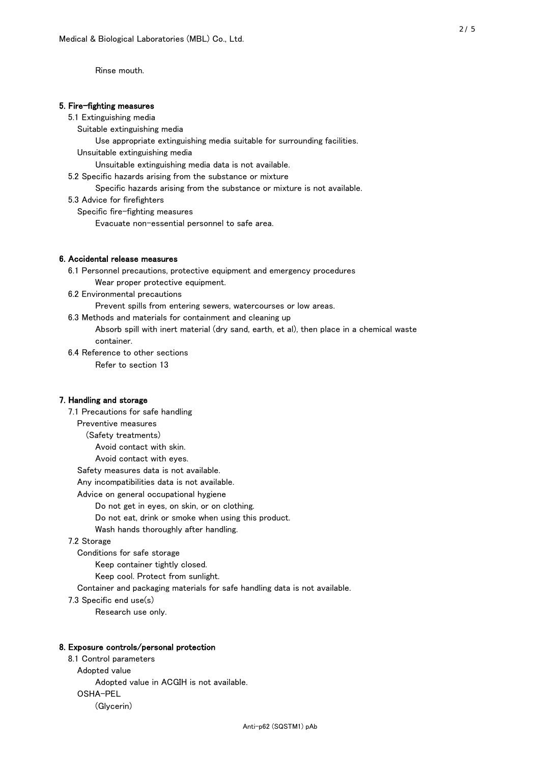Rinse mouth.

## 5. Fire-fighting measures

5.1 Extinguishing media

Suitable extinguishing media

Use appropriate extinguishing media suitable for surrounding facilities.

Unsuitable extinguishing media

Unsuitable extinguishing media data is not available.

5.2 Specific hazards arising from the substance or mixture

Specific hazards arising from the substance or mixture is not available.

5.3 Advice for firefighters

Specific fire-fighting measures

Evacuate non-essential personnel to safe area.

## 6. Accidental release measures

6.1 Personnel precautions, protective equipment and emergency procedures

Wear proper protective equipment.

6.2 Environmental precautions

Prevent spills from entering sewers, watercourses or low areas.

6.3 Methods and materials for containment and cleaning up

Absorb spill with inert material (dry sand, earth, et al), then place in a chemical waste container.

6.4 Reference to other sections

Refer to section 13

## 7. Handling and storage

7.1 Precautions for safe handling

Preventive measures

(Safety treatments)

Avoid contact with skin.

Avoid contact with eyes.

Safety measures data is not available.

Any incompatibilities data is not available.

Advice on general occupational hygiene

Do not get in eyes, on skin, or on clothing.

Do not eat, drink or smoke when using this product.

Wash hands thoroughly after handling.

7.2 Storage

Conditions for safe storage

Keep container tightly closed.

Keep cool. Protect from sunlight.

Container and packaging materials for safe handling data is not available.

7.3 Specific end use(s)

Research use only.

## 8. Exposure controls/personal protection

8.1 Control parameters

Adopted value

Adopted value in ACGIH is not available.

OSHA-PEL

(Glycerin)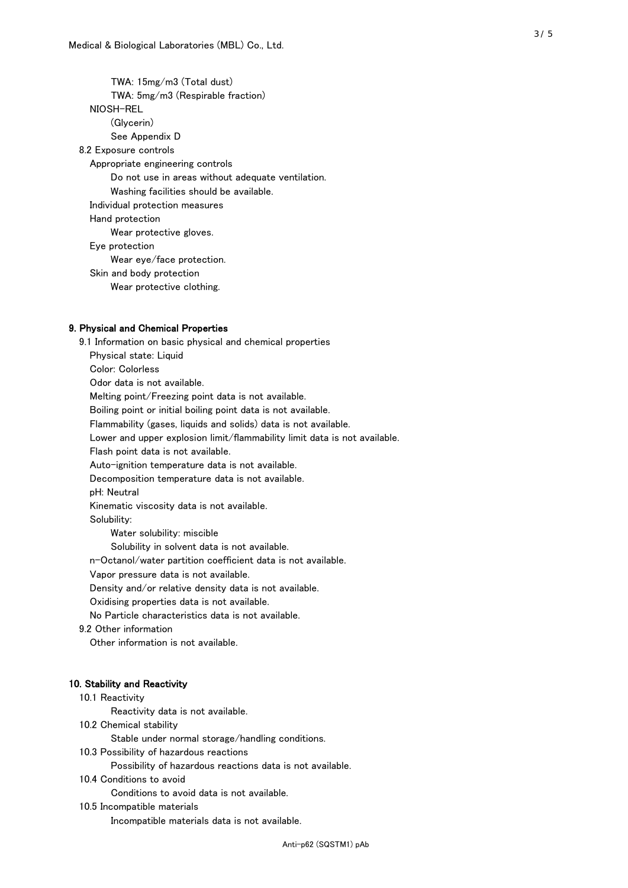TWA: 15mg/m3 (Total dust)
TWA: 5mg/m3 (Respirable fraction)

NIOSH-REL
(Glycerin)
See Appendix D

8.2 Exposure controls

Appropriate engineering controls
Do not use in areas without adequate ventilation.
Washing facilities should be available.

Individual protection measures

Hand protection
Wear protective gloves.

Eye protection
Wear eye/face protection.

Skin and body protection
Wear protective clothing.

## 9. Physical and Chemical Properties

9.1 Information on basic physical and chemical properties

Physical state: Liquid
Color: Colorless
Odor data is not available.
Melting point/Freezing point data is not available.
Boiling point or initial boiling point data is not available.
Flammability (gases, liquids and solids) data is not available.
Lower and upper explosion limit/flammability limit data is not available.
Flash point data is not available.
Auto-ignition temperature data is not available.
Decomposition temperature data is not available.
pH: Neutral
Kinematic viscosity data is not available.
Solubility:
Water solubility: miscible
Solubility in solvent data is not available.
n-Octanol/water partition coefficient data is not available.
Vapor pressure data is not available.
Density and/or relative density data is not available.
Oxidising properties data is not available.
No Particle characteristics data is not available.

9.2 Other information
Other information is not available.

## 10. Stability and Reactivity

10.1 Reactivity
Reactivity data is not available.

10.2 Chemical stability
Stable under normal storage/handling conditions.

10.3 Possibility of hazardous reactions
Possibility of hazardous reactions data is not available.

10.4 Conditions to avoid
Conditions to avoid data is not available.

10.5 Incompatible materials
Incompatible materials data is not available.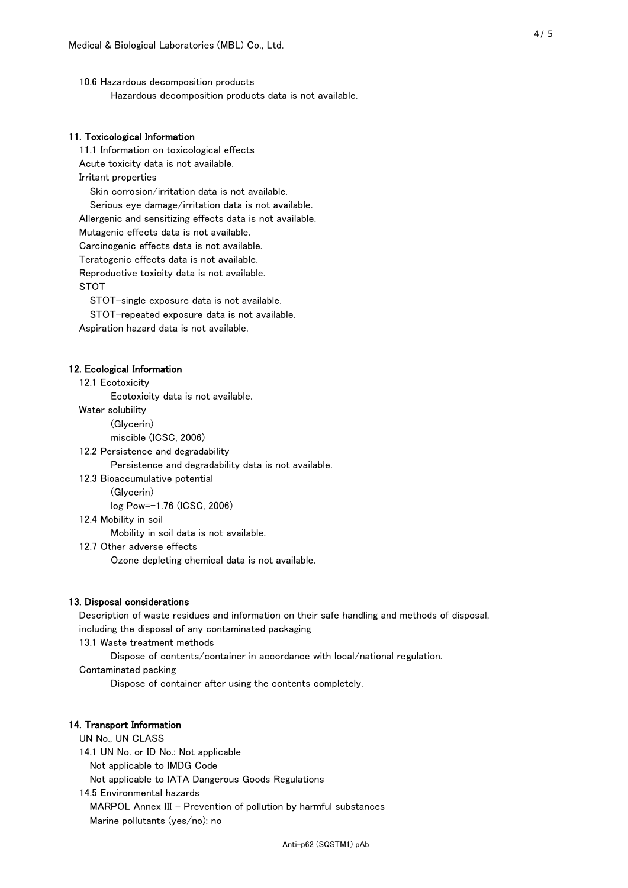10.6 Hazardous decomposition products

Hazardous decomposition products data is not available.

## 11. Toxicological Information

11.1 Information on toxicological effects

Acute toxicity data is not available.

Irritant properties

Skin corrosion/irritation data is not available.

Serious eye damage/irritation data is not available.

Allergenic and sensitizing effects data is not available.

Mutagenic effects data is not available.

Carcinogenic effects data is not available.

Teratogenic effects data is not available.

Reproductive toxicity data is not available.

STOT

STOT-single exposure data is not available.

STOT-repeated exposure data is not available.

Aspiration hazard data is not available.

## 12. Ecological Information

12.1 Ecotoxicity

Ecotoxicity data is not available.

Water solubility

(Glycerin)

miscible (ICSC, 2006)

12.2 Persistence and degradability

Persistence and degradability data is not available.

12.3 Bioaccumulative potential

(Glycerin)

log Pow=-1.76 (ICSC, 2006)

12.4 Mobility in soil

Mobility in soil data is not available.

12.7 Other adverse effects

Ozone depleting chemical data is not available.

## 13. Disposal considerations

Description of waste residues and information on their safe handling and methods of disposal, including the disposal of any contaminated packaging

13.1 Waste treatment methods

Dispose of contents/container in accordance with local/national regulation.

Contaminated packing

Dispose of container after using the contents completely.

## 14. Transport Information

UN No., UN CLASS

14.1 UN No. or ID No.: Not applicable

Not applicable to IMDG Code

Not applicable to IATA Dangerous Goods Regulations

14.5 Environmental hazards

MARPOL Annex III - Prevention of pollution by harmful substances

Marine pollutants (yes/no): no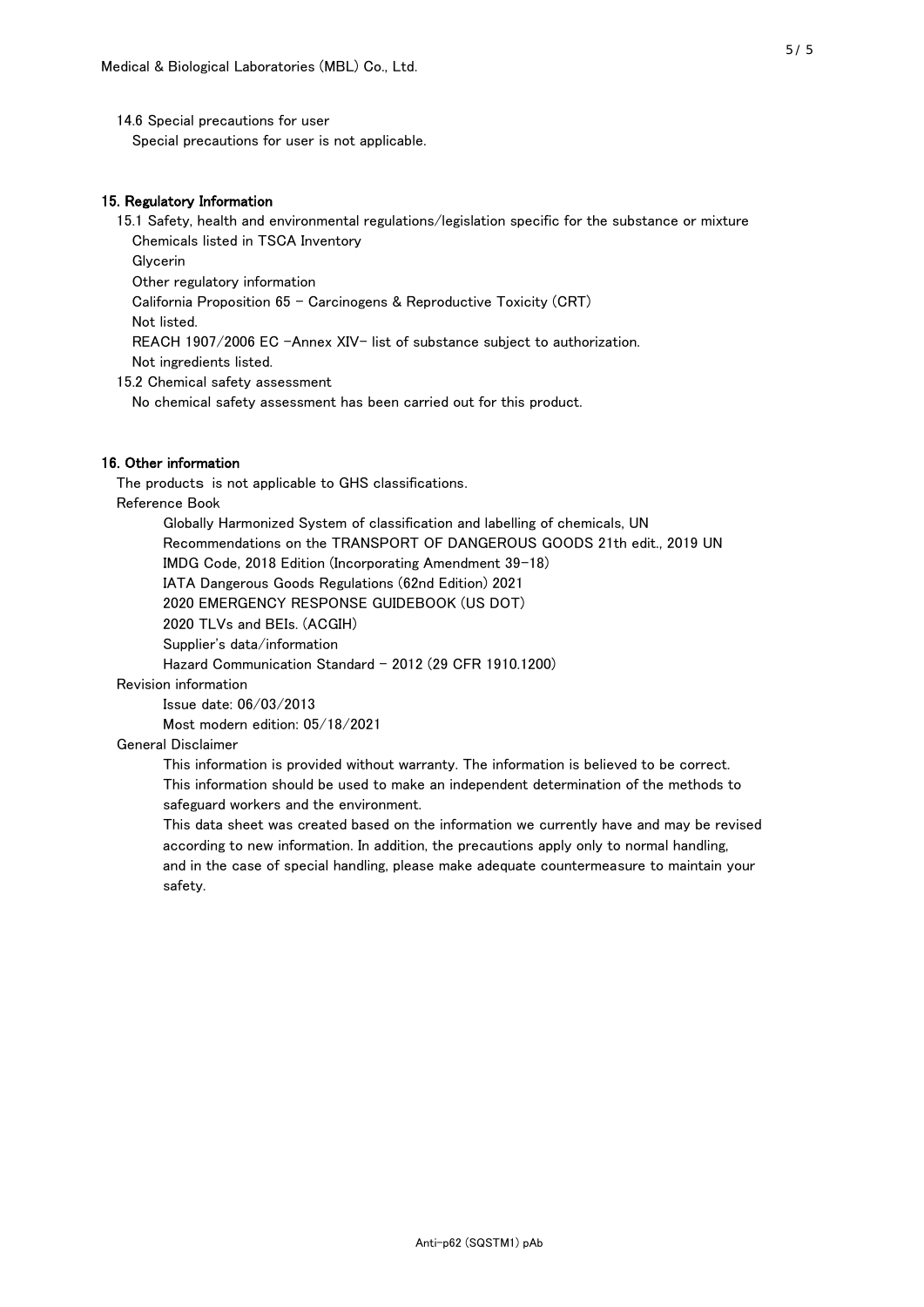14.6 Special precautions for user

Special precautions for user is not applicable.

## 15. Regulatory Information

15.1 Safety, health and environmental regulations/legislation specific for the substance or mixture

Chemicals listed in TSCA Inventory

Glycerin

Other regulatory information

California Proposition 65 - Carcinogens & Reproductive Toxicity (CRT)

Not listed.

REACH 1907/2006 EC -Annex XIV- list of substance subject to authorization.

Not ingredients listed.

15.2 Chemical safety assessment

No chemical safety assessment has been carried out for this product.

## 16. Other information

The products is not applicable to GHS classifications.

Reference Book

Globally Harmonized System of classification and labelling of chemicals, UN

Recommendations on the TRANSPORT OF DANGEROUS GOODS 21th edit., 2019 UN

IMDG Code, 2018 Edition (Incorporating Amendment 39-18)

IATA Dangerous Goods Regulations (62nd Edition) 2021

2020 EMERGENCY RESPONSE GUIDEBOOK (US DOT)

2020 TLVs and BEIs. (ACGIH)

Supplier's data/information

Hazard Communication Standard - 2012 (29 CFR 1910.1200)

Revision information

Issue date: 06/03/2013

Most modern edition: 05/18/2021

General Disclaimer

This information is provided without warranty. The information is believed to be correct. This information should be used to make an independent determination of the methods to safeguard workers and the environment.

This data sheet was created based on the information we currently have and may be revised according to new information. In addition, the precautions apply only to normal handling, and in the case of special handling, please make adequate countermeasure to maintain your safety.